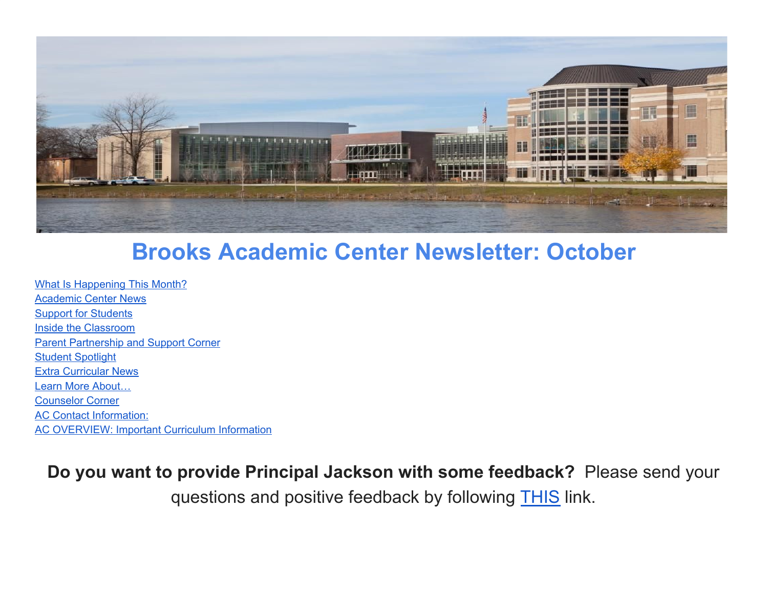# Brooks Academic Center Newsletter: October

- [What Is Happening This Month?]
- [Academic Center News]
- [Support for Students]
- [Inside the Classroom]
- [Parent Partnership and Support Corner]
- [Student Spotlight]
- [Extra Curricular News]
- [Learn More About…]
- [Counselor Corner]
- [AC Contact Information:]
- [AC OVERVIEW: Important Curriculum Information]

**Do you want to provide Principal Jackson with some feedback?** Please send your questions and positive feedback by following [THIS] link.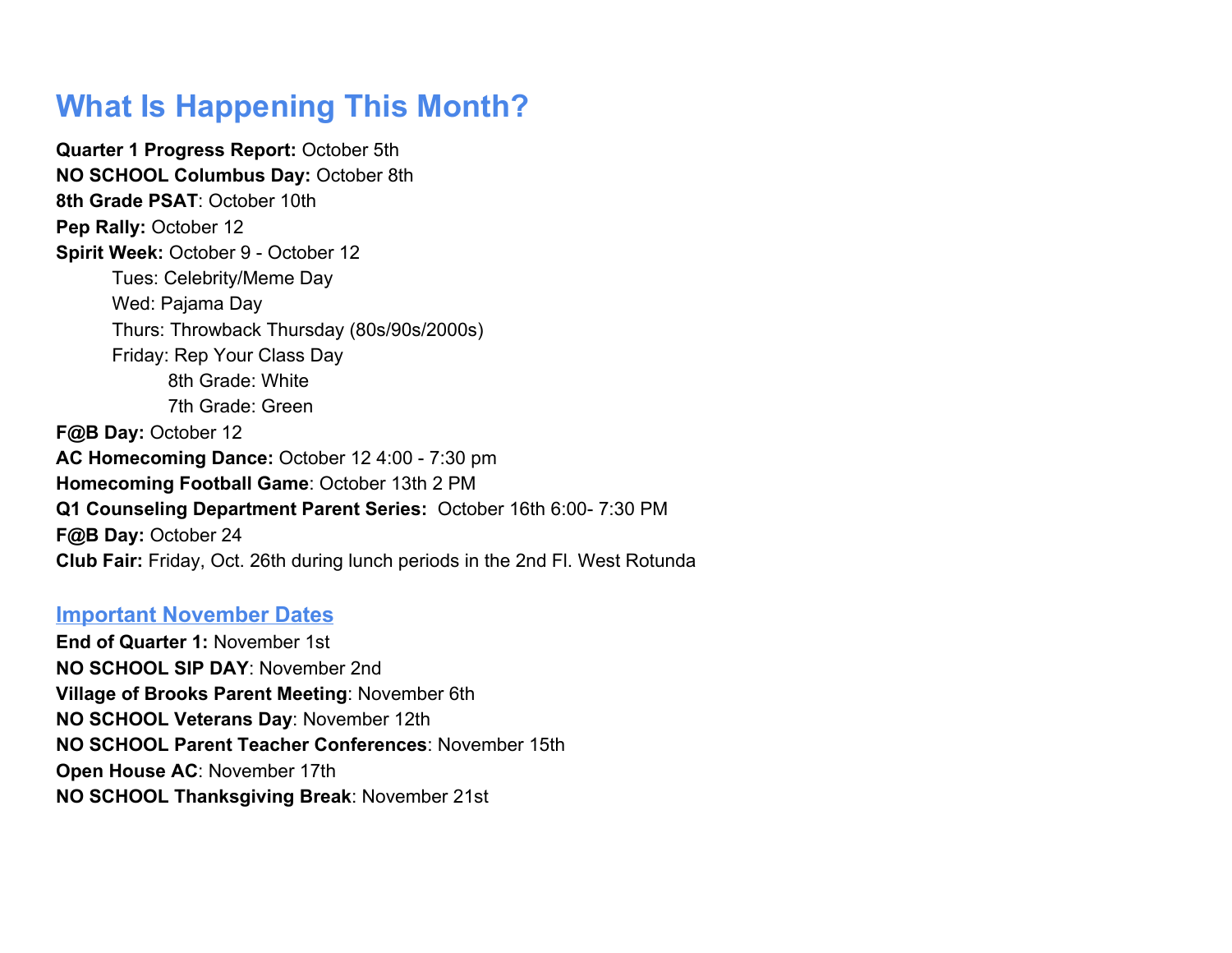# What Is Happening This Month?

**Quarter 1 Progress Report:** October 5th
**NO SCHOOL Columbus Day:** October 8th
**8th Grade PSAT**: October 10th
**Pep Rally:** October 12
**Spirit Week:** October 9 - October 12

- Tues: Celebrity/Meme Day
- Wed: Pajama Day
- Thurs: Throwback Thursday (80s/90s/2000s)
- Friday: Rep Your Class Day
  - 8th Grade: White
  - 7th Grade: Green

**F@B Day:** October 12
**AC Homecoming Dance:** October 12 4:00 - 7:30 pm
**Homecoming Football Game**: October 13th 2 PM
**Q1 Counseling Department Parent Series:** October 16th 6:00- 7:30 PM
**F@B Day:** October 24
**Club Fair:** Friday, Oct. 26th during lunch periods in the 2nd Fl. West Rotunda

## Important November Dates

**End of Quarter 1:** November 1st
**NO SCHOOL SIP DAY**: November 2nd
**Village of Brooks Parent Meeting**: November 6th
**NO SCHOOL Veterans Day**: November 12th
**NO SCHOOL Parent Teacher Conferences**: November 15th
**Open House AC**: November 17th
**NO SCHOOL Thanksgiving Break**: November 21st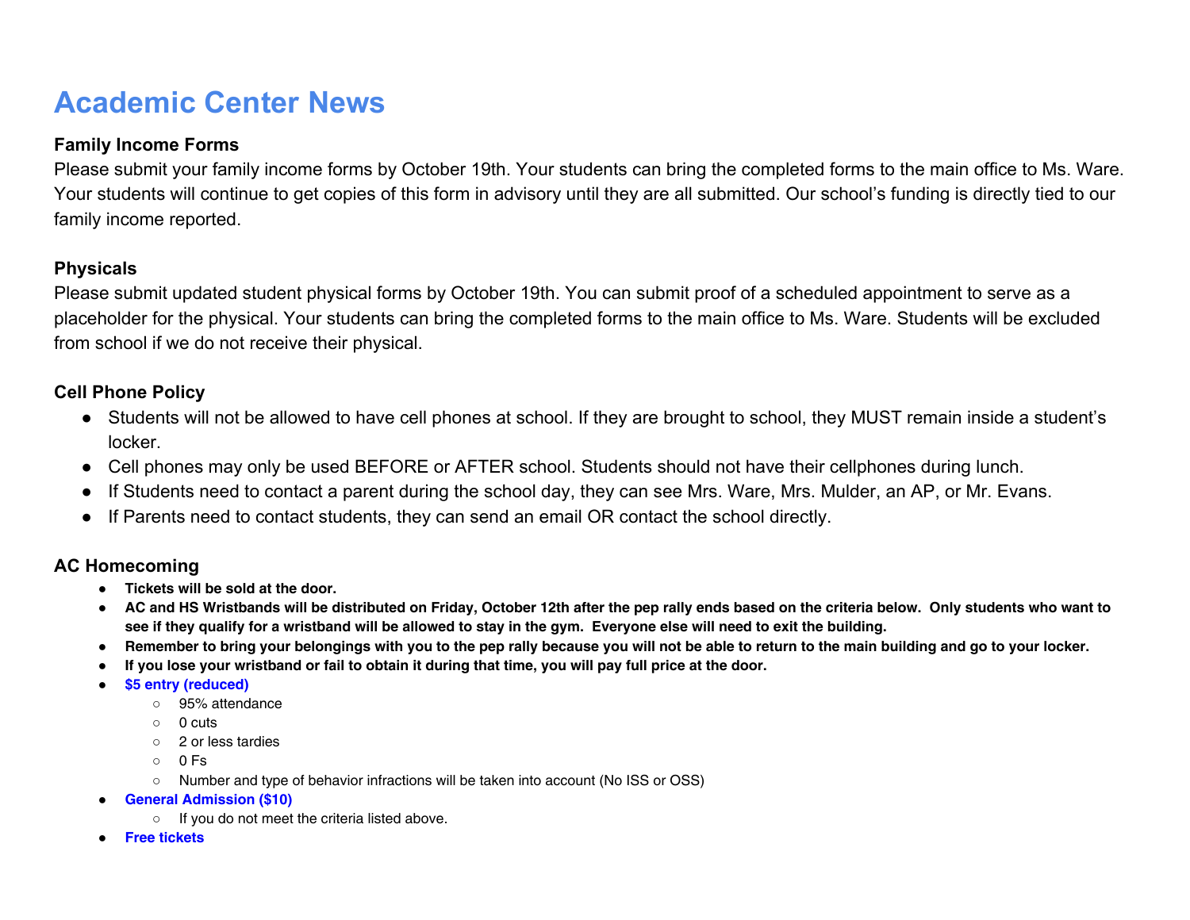# Academic Center News

### Family Income Forms

Please submit your family income forms by October 19th. Your students can bring the completed forms to the main office to Ms. Ware. Your students will continue to get copies of this form in advisory until they are all submitted. Our school's funding is directly tied to our family income reported.

### Physicals

Please submit updated student physical forms by October 19th. You can submit proof of a scheduled appointment to serve as a placeholder for the physical. Your students can bring the completed forms to the main office to Ms. Ware. Students will be excluded from school if we do not receive their physical.

### Cell Phone Policy

- Students will not be allowed to have cell phones at school. If they are brought to school, they MUST remain inside a student's locker.
- Cell phones may only be used BEFORE or AFTER school. Students should not have their cellphones during lunch.
- If Students need to contact a parent during the school day, they can see Mrs. Ware, Mrs. Mulder, an AP, or Mr. Evans.
- If Parents need to contact students, they can send an email OR contact the school directly.

### AC Homecoming

- **Tickets will be sold at the door.**
- **AC and HS Wristbands will be distributed on Friday, October 12th after the pep rally ends based on the criteria below. Only students who want to see if they qualify for a wristband will be allowed to stay in the gym. Everyone else will need to exit the building.**
- **Remember to bring your belongings with you to the pep rally because you will not be able to return to the main building and go to your locker.**
- **If you lose your wristband or fail to obtain it during that time, you will pay full price at the door.**
- **$5 entry (reduced)**
  - 95% attendance
  - 0 cuts
  - 2 or less tardies
  - 0 Fs
  - Number and type of behavior infractions will be taken into account (No ISS or OSS)
- **General Admission ($10)**
  - If you do not meet the criteria listed above.
- **Free tickets**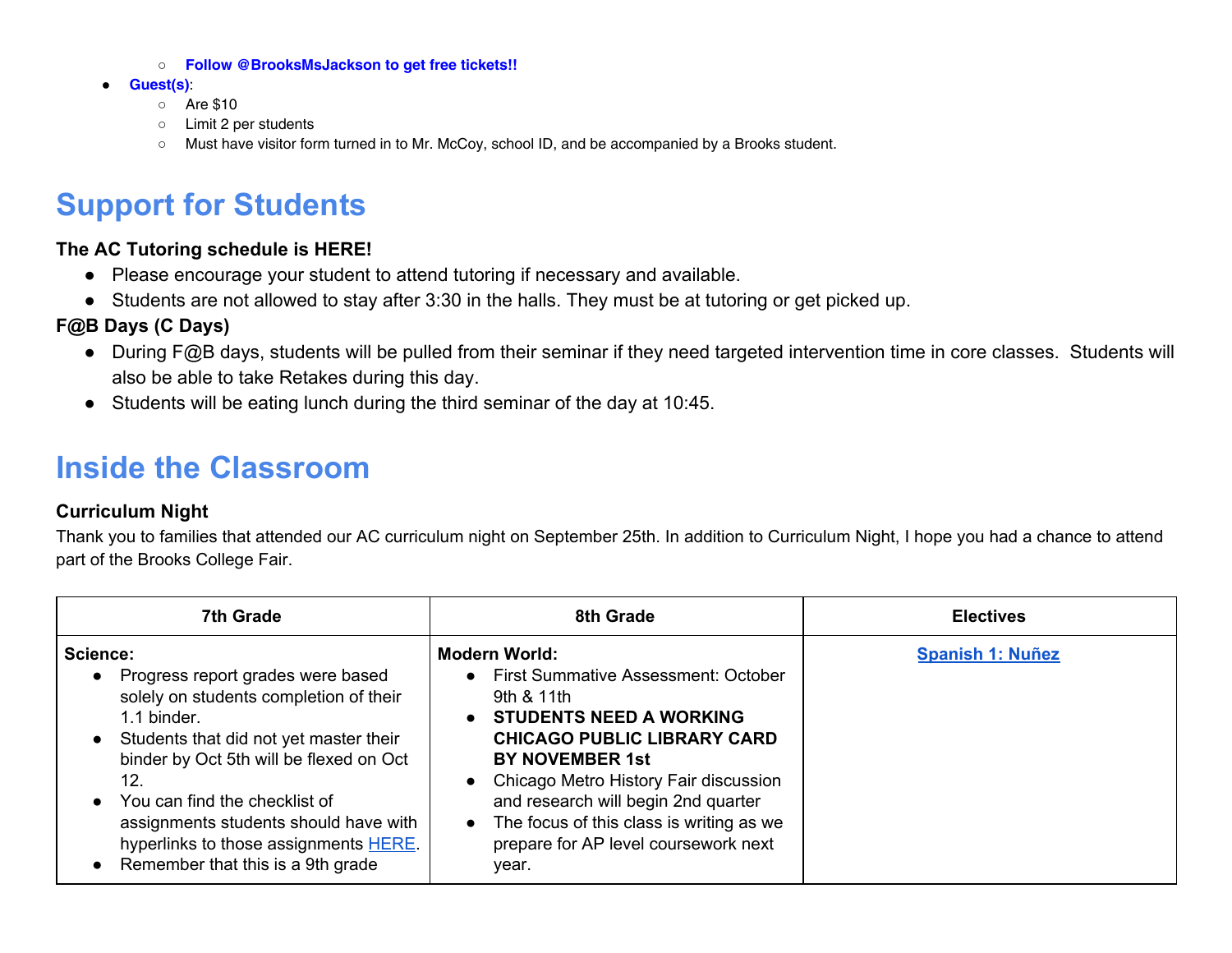- **Follow @BrooksMsJackson to get free tickets!!**
- **Guest(s)**:
    - Are $10
    - Limit 2 per students
    - Must have visitor form turned in to Mr. McCoy, school ID, and be accompanied by a Brooks student.

# Support for Students

**The AC Tutoring schedule is HERE!**

- Please encourage your student to attend tutoring if necessary and available.
- Students are not allowed to stay after 3:30 in the halls. They must be at tutoring or get picked up.

**F@B Days (C Days)**

- During F@B days, students will be pulled from their seminar if they need targeted intervention time in core classes. Students will also be able to take Retakes during this day.
- Students will be eating lunch during the third seminar of the day at 10:45.

# Inside the Classroom

**Curriculum Night**

Thank you to families that attended our AC curriculum night on September 25th. In addition to Curriculum Night, I hope you had a chance to attend part of the Brooks College Fair.

| 7th Grade | 8th Grade | Electives |
|---|---|---|
| **Science:**<br>• Progress report grades were based solely on students completion of their 1.1 binder.<br>• Students that did not yet master their binder by Oct 5th will be flexed on Oct 12.<br>• You can find the checklist of assignments students should have with hyperlinks to those assignments HERE.<br>• Remember that this is a 9th grade | **Modern World:**<br>• First Summative Assessment: October 9th & 11th<br>• **STUDENTS NEED A WORKING CHICAGO PUBLIC LIBRARY CARD BY NOVEMBER 1st**<br>• Chicago Metro History Fair discussion and research will begin 2nd quarter<br>• The focus of this class is writing as we prepare for AP level coursework next year. | **Spanish 1: Nuñez** |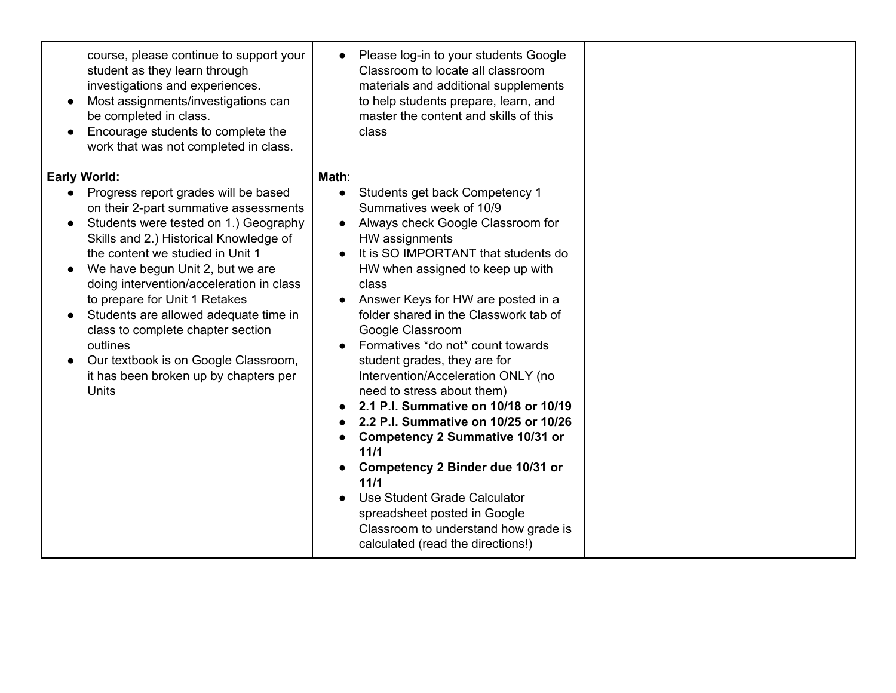| | | |
|---|---|---|
| course, please continue to support your student as they learn through investigations and experiences.<br>• Most assignments/investigations can be completed in class.<br>• Encourage students to complete the work that was not completed in class.<br><br>**Early World:**<br>• Progress report grades will be based on their 2-part summative assessments<br>• Students were tested on 1.) Geography Skills and 2.) Historical Knowledge of the content we studied in Unit 1<br>• We have begun Unit 2, but we are doing intervention/acceleration in class to prepare for Unit 1 Retakes<br>• Students are allowed adequate time in class to complete chapter section outlines<br>• Our textbook is on Google Classroom, it has been broken up by chapters per Units | • Please log-in to your students Google Classroom to locate all classroom materials and additional supplements to help students prepare, learn, and master the content and skills of this class<br><br>**Math**:<br>• Students get back Competency 1 Summatives week of 10/9<br>• Always check Google Classroom for HW assignments<br>• It is SO IMPORTANT that students do HW when assigned to keep up with class<br>• Answer Keys for HW are posted in a folder shared in the Classwork tab of Google Classroom<br>• Formatives *do not* count towards student grades, they are for Intervention/Acceleration ONLY (no need to stress about them)<br>• **2.1 P.I. Summative on 10/18 or 10/19**<br>• **2.2 P.I. Summative on 10/25 or 10/26**<br>• **Competency 2 Summative 10/31 or 11/1**<br>• **Competency 2 Binder due 10/31 or 11/1**<br>• Use Student Grade Calculator spreadsheet posted in Google Classroom to understand how grade is calculated (read the directions!) | |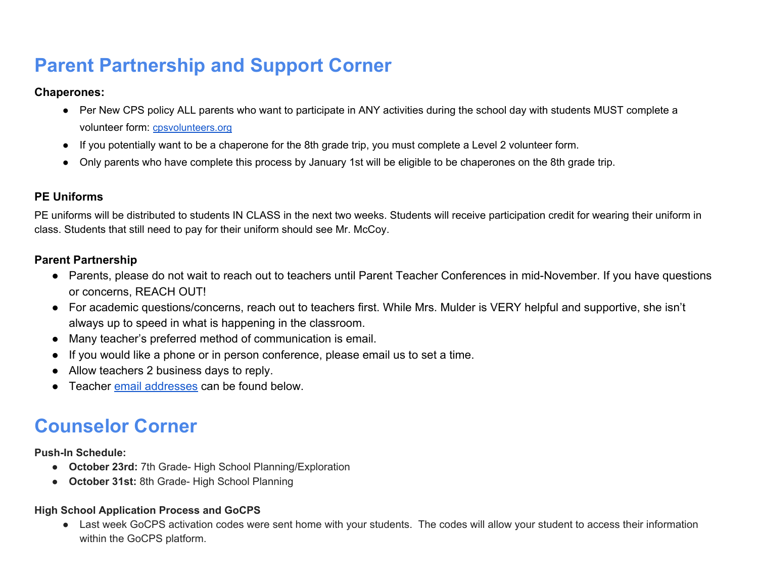# Parent Partnership and Support Corner

**Chaperones:**

- Per New CPS policy ALL parents who want to participate in ANY activities during the school day with students MUST complete a volunteer form: [cpsvolunteers.org](cpsvolunteers.org)
- If you potentially want to be a chaperone for the 8th grade trip, you must complete a Level 2 volunteer form.
- Only parents who have complete this process by January 1st will be eligible to be chaperones on the 8th grade trip.

**PE Uniforms**

PE uniforms will be distributed to students IN CLASS in the next two weeks. Students will receive participation credit for wearing their uniform in class. Students that still need to pay for their uniform should see Mr. McCoy.

**Parent Partnership**

- Parents, please do not wait to reach out to teachers until Parent Teacher Conferences in mid-November. If you have questions or concerns, REACH OUT!
- For academic questions/concerns, reach out to teachers first. While Mrs. Mulder is VERY helpful and supportive, she isn't always up to speed in what is happening in the classroom.
- Many teacher's preferred method of communication is email.
- If you would like a phone or in person conference, please email us to set a time.
- Allow teachers 2 business days to reply.
- Teacher email addresses can be found below.

# Counselor Corner

**Push-In Schedule:**

- **October 23rd:** 7th Grade- High School Planning/Exploration
- **October 31st:** 8th Grade- High School Planning

**High School Application Process and GoCPS**

- Last week GoCPS activation codes were sent home with your students. The codes will allow your student to access their information within the GoCPS platform.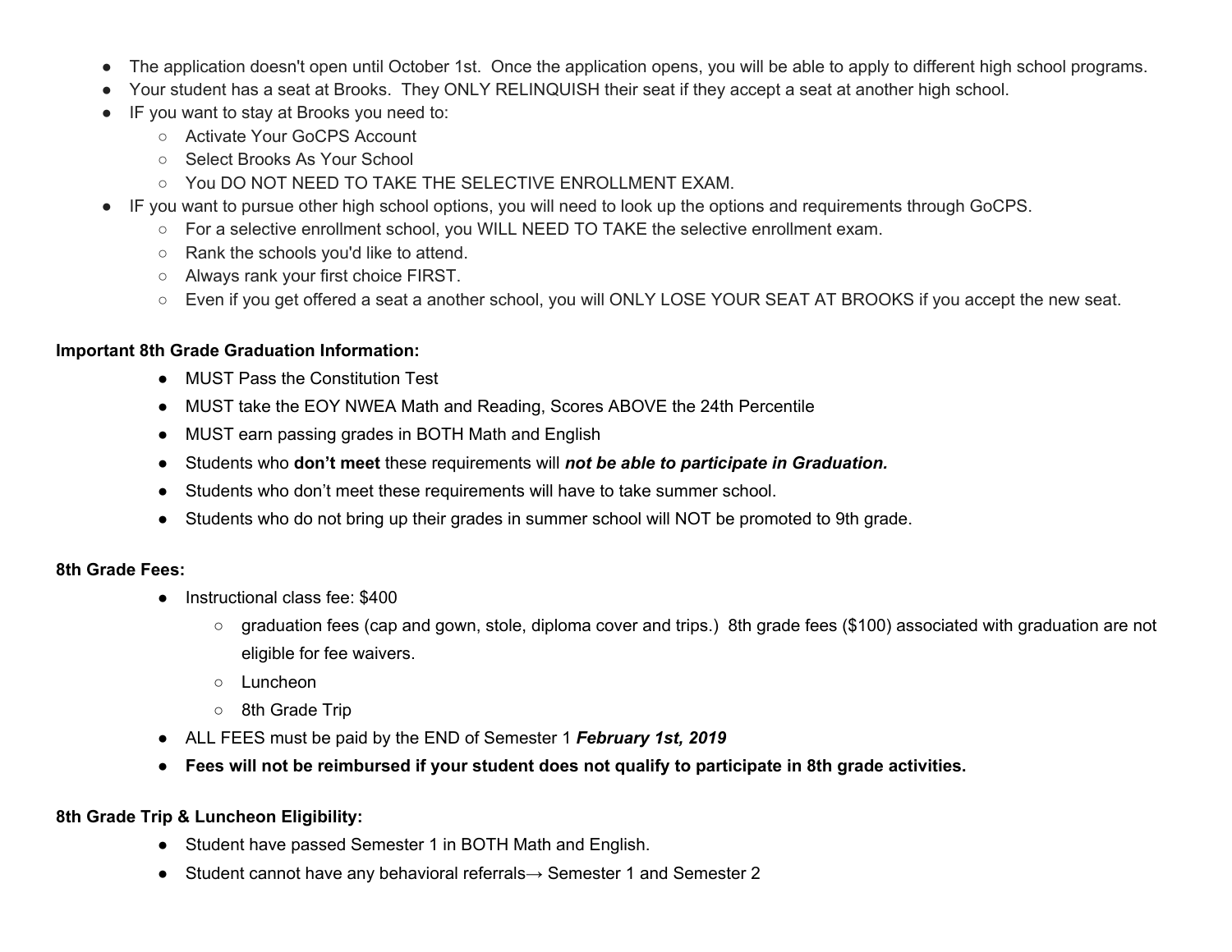- The application doesn't open until October 1st.  Once the application opens, you will be able to apply to different high school programs.
- Your student has a seat at Brooks.  They ONLY RELINQUISH their seat if they accept a seat at another high school.
- IF you want to stay at Brooks you need to:
  - Activate Your GoCPS Account
  - Select Brooks As Your School
  - You DO NOT NEED TO TAKE THE SELECTIVE ENROLLMENT EXAM.
- IF you want to pursue other high school options, you will need to look up the options and requirements through GoCPS.
  - For a selective enrollment school, you WILL NEED TO TAKE the selective enrollment exam.
  - Rank the schools you'd like to attend.
  - Always rank your first choice FIRST.
  - Even if you get offered a seat a another school, you will ONLY LOSE YOUR SEAT AT BROOKS if you accept the new seat.

**Important 8th Grade Graduation Information:**

- MUST Pass the Constitution Test
- MUST take the EOY NWEA Math and Reading, Scores ABOVE the 24th Percentile
- MUST earn passing grades in BOTH Math and English
- Students who **don't meet** these requirements will ***not be able to participate in Graduation.***
- Students who don't meet these requirements will have to take summer school.
- Students who do not bring up their grades in summer school will NOT be promoted to 9th grade.

**8th Grade Fees:**

- Instructional class fee: $400
  - graduation fees (cap and gown, stole, diploma cover and trips.)  8th grade fees ($100) associated with graduation are not eligible for fee waivers.
  - Luncheon
  - 8th Grade Trip
- ALL FEES must be paid by the END of Semester 1 ***February 1st, 2019***
- **Fees will not be reimbursed if your student does not qualify to participate in 8th grade activities.**

**8th Grade Trip & Luncheon Eligibility:**

- Student have passed Semester 1 in BOTH Math and English.
- Student cannot have any behavioral referrals→ Semester 1 and Semester 2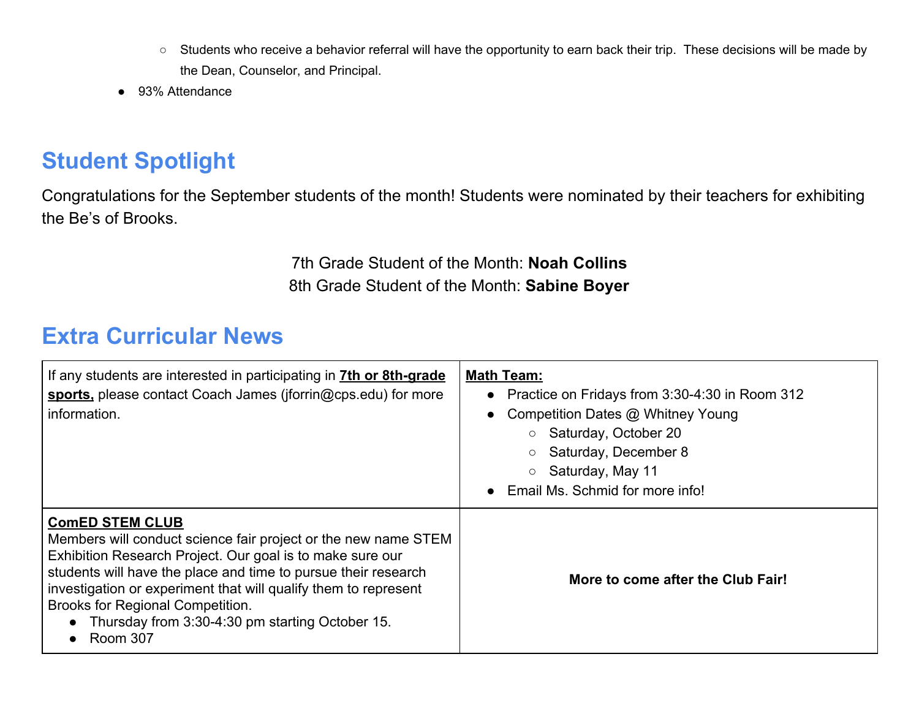- Students who receive a behavior referral will have the opportunity to earn back their trip. These decisions will be made by the Dean, Counselor, and Principal.
- 93% Attendance

## Student Spotlight

Congratulations for the September students of the month! Students were nominated by their teachers for exhibiting the Be's of Brooks.

7th Grade Student of the Month: **Noah Collins**
8th Grade Student of the Month: **Sabine Boyer**

## Extra Curricular News

| | |
|---|---|
| If any students are interested in participating in **7th or 8th-grade sports,** please contact Coach James (jforrin@cps.edu) for more information. | **Math Team:**<br>• Practice on Fridays from 3:30-4:30 in Room 312<br>• Competition Dates @ Whitney Young<br>&nbsp;&nbsp;○ Saturday, October 20<br>&nbsp;&nbsp;○ Saturday, December 8<br>&nbsp;&nbsp;○ Saturday, May 11<br>• Email Ms. Schmid for more info! |
| **ComED STEM CLUB**<br>Members will conduct science fair project or the new name STEM Exhibition Research Project. Our goal is to make sure our students will have the place and time to pursue their research investigation or experiment that will qualify them to represent Brooks for Regional Competition.<br>• Thursday from 3:30-4:30 pm starting October 15.<br>• Room 307 | **More to come after the Club Fair!** |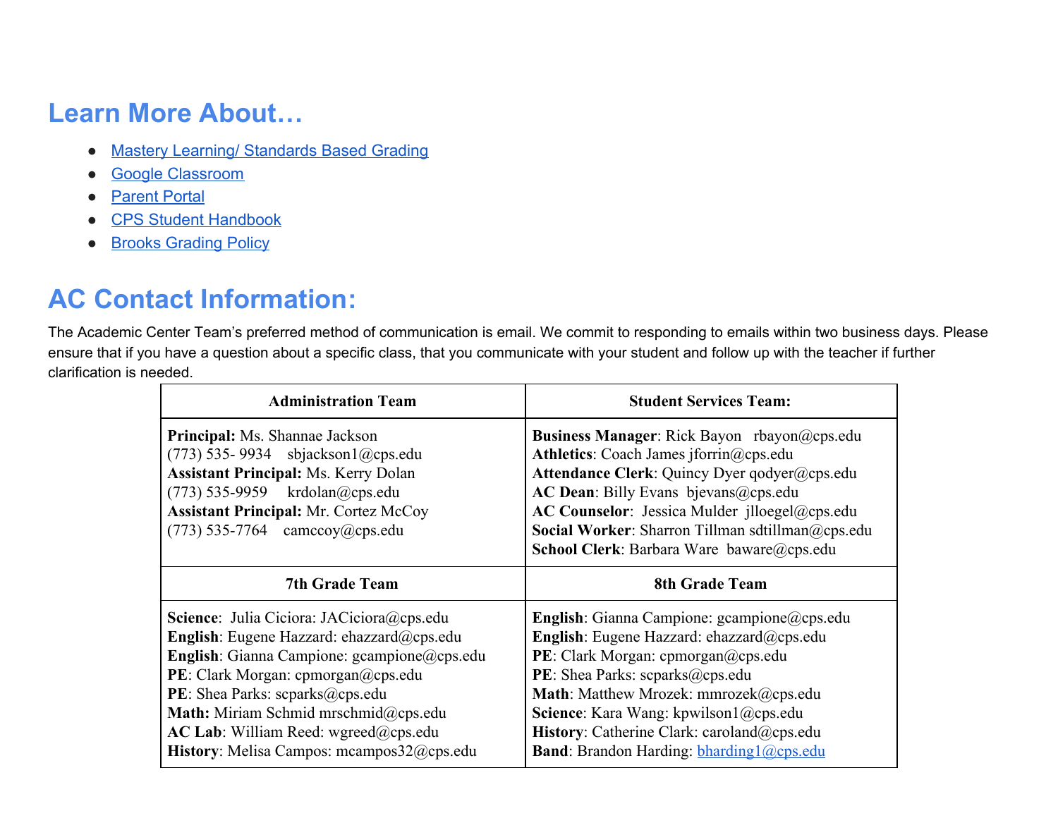## Learn More About…

- Mastery Learning/ Standards Based Grading
- Google Classroom
- Parent Portal
- CPS Student Handbook
- Brooks Grading Policy

## AC Contact Information:

The Academic Center Team's preferred method of communication is email. We commit to responding to emails within two business days. Please ensure that if you have a question about a specific class, that you communicate with your student and follow up with the teacher if further clarification is needed.

| Administration Team | Student Services Team: |
|---|---|
| **Principal:** Ms. Shannae Jackson<br>(773) 535- 9934 sbjackson1@cps.edu<br>**Assistant Principal:** Ms. Kerry Dolan<br>(773) 535-9959 krdolan@cps.edu<br>**Assistant Principal:** Mr. Cortez McCoy<br>(773) 535-7764 camccoy@cps.edu | **Business Manager**: Rick Bayon rbayon@cps.edu<br>**Athletics**: Coach James jforrin@cps.edu<br>**Attendance Clerk**: Quincy Dyer qodyer@cps.edu<br>**AC Dean**: Billy Evans bjevans@cps.edu<br>**AC Counselor**: Jessica Mulder jlloegel@cps.edu<br>**Social Worker**: Sharron Tillman sdtillman@cps.edu<br>**School Clerk**: Barbara Ware baware@cps.edu |
| **7th Grade Team** | **8th Grade Team** |
| **Science**: Julia Ciciora: JACiciora@cps.edu<br>**English**: Eugene Hazzard: ehazzard@cps.edu<br>**English**: Gianna Campione: gcampione@cps.edu<br>**PE**: Clark Morgan: cpmorgan@cps.edu<br>**PE**: Shea Parks: scparks@cps.edu<br>**Math:** Miriam Schmid mrschmid@cps.edu<br>**AC Lab**: William Reed: wgreed@cps.edu<br>**History**: Melisa Campos: mcampos32@cps.edu | **English**: Gianna Campione: gcampione@cps.edu<br>**English**: Eugene Hazzard: ehazzard@cps.edu<br>**PE**: Clark Morgan: cpmorgan@cps.edu<br>**PE**: Shea Parks: scparks@cps.edu<br>**Math**: Matthew Mrozek: mmrozek@cps.edu<br>**Science**: Kara Wang: kpwilson1@cps.edu<br>**History**: Catherine Clark: caroland@cps.edu<br>**Band**: Brandon Harding: bharding1@cps.edu |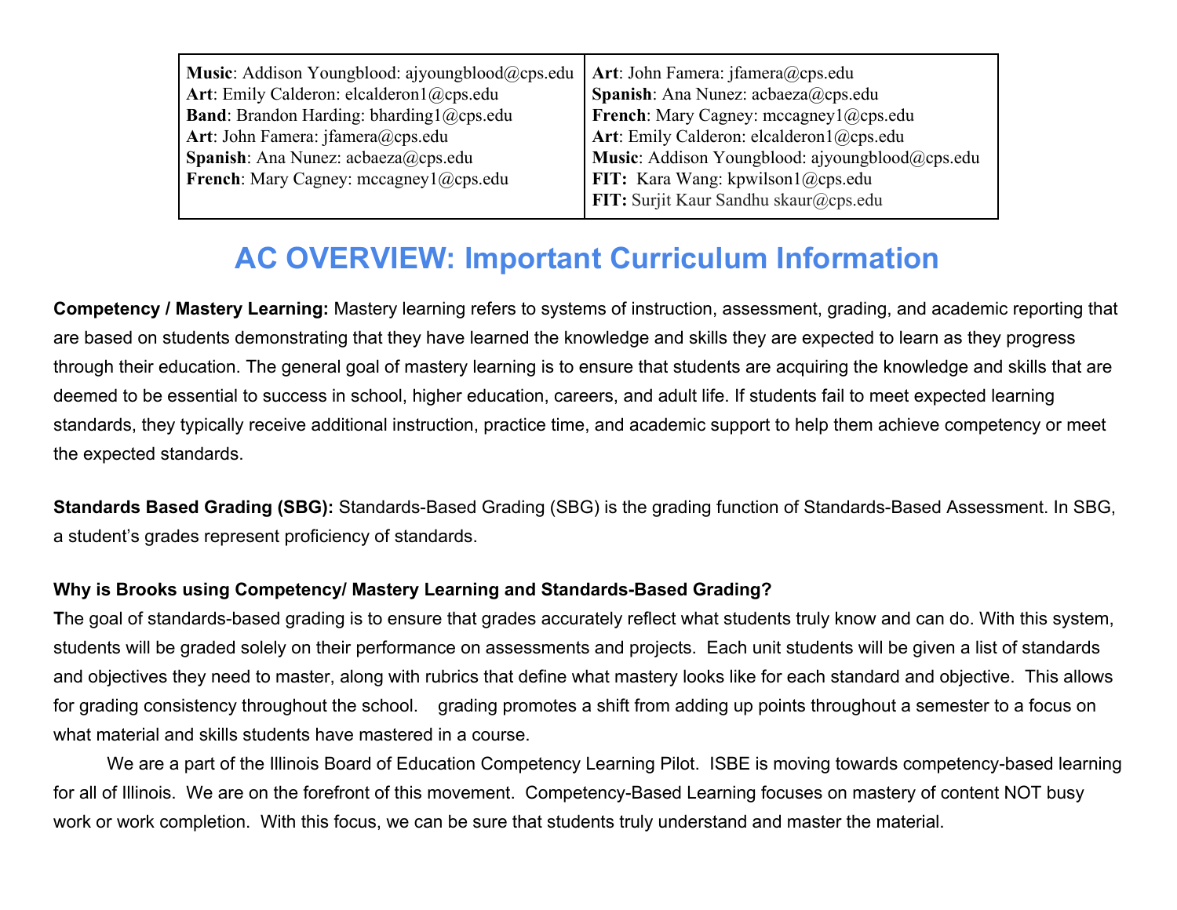| | |
|---|---|
| **Music**: Addison Youngblood: ajyoungblood@cps.edu<br>**Art**: Emily Calderon: elcalderon1@cps.edu<br>**Band**: Brandon Harding: bharding1@cps.edu<br>**Art**: John Famera: jfamera@cps.edu<br>**Spanish**: Ana Nunez: acbaeza@cps.edu<br>**French**: Mary Cagney: mccagney1@cps.edu | **Art**: John Famera: jfamera@cps.edu<br>**Spanish**: Ana Nunez: acbaeza@cps.edu<br>**French**: Mary Cagney: mccagney1@cps.edu<br>**Art**: Emily Calderon: elcalderon1@cps.edu<br>**Music**: Addison Youngblood: ajyoungblood@cps.edu<br>**FIT**: Kara Wang: kpwilson1@cps.edu<br>**FIT:** Surjit Kaur Sandhu skaur@cps.edu |

# AC OVERVIEW: Important Curriculum Information

**Competency / Mastery Learning:** Mastery learning refers to systems of instruction, assessment, grading, and academic reporting that are based on students demonstrating that they have learned the knowledge and skills they are expected to learn as they progress through their education. The general goal of mastery learning is to ensure that students are acquiring the knowledge and skills that are deemed to be essential to success in school, higher education, careers, and adult life. If students fail to meet expected learning standards, they typically receive additional instruction, practice time, and academic support to help them achieve competency or meet the expected standards.

**Standards Based Grading (SBG):** Standards-Based Grading (SBG) is the grading function of Standards-Based Assessment. In SBG, a student's grades represent proficiency of standards.

**Why is Brooks using Competency/ Mastery Learning and Standards-Based Grading?**

**T**he goal of standards-based grading is to ensure that grades accurately reflect what students truly know and can do. With this system, students will be graded solely on their performance on assessments and projects. Each unit students will be given a list of standards and objectives they need to master, along with rubrics that define what mastery looks like for each standard and objective. This allows for grading consistency throughout the school. grading promotes a shift from adding up points throughout a semester to a focus on what material and skills students have mastered in a course.

We are a part of the Illinois Board of Education Competency Learning Pilot. ISBE is moving towards competency-based learning for all of Illinois. We are on the forefront of this movement. Competency-Based Learning focuses on mastery of content NOT busy work or work completion. With this focus, we can be sure that students truly understand and master the material.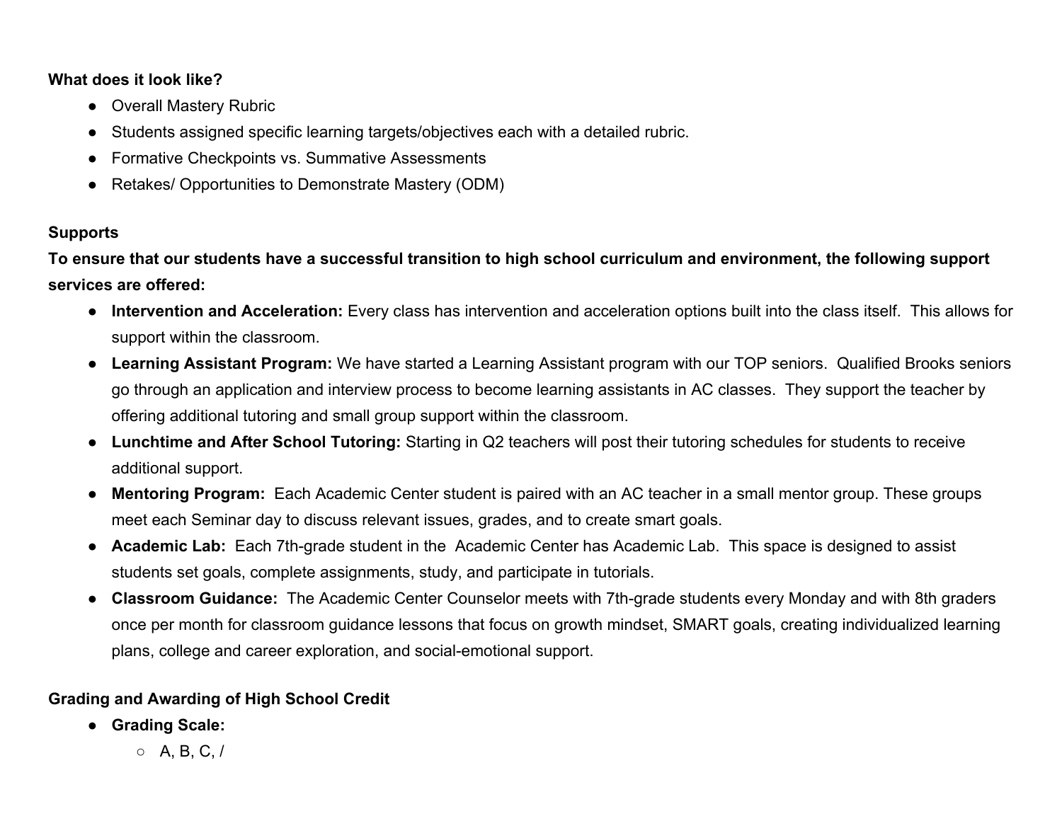**What does it look like?**

- Overall Mastery Rubric
- Students assigned specific learning targets/objectives each with a detailed rubric.
- Formative Checkpoints vs. Summative Assessments
- Retakes/ Opportunities to Demonstrate Mastery (ODM)

**Supports**

**To ensure that our students have a successful transition to high school curriculum and environment, the following support services are offered:**

- **Intervention and Acceleration:** Every class has intervention and acceleration options built into the class itself. This allows for support within the classroom.
- **Learning Assistant Program:** We have started a Learning Assistant program with our TOP seniors. Qualified Brooks seniors go through an application and interview process to become learning assistants in AC classes. They support the teacher by offering additional tutoring and small group support within the classroom.
- **Lunchtime and After School Tutoring:** Starting in Q2 teachers will post their tutoring schedules for students to receive additional support.
- **Mentoring Program:** Each Academic Center student is paired with an AC teacher in a small mentor group. These groups meet each Seminar day to discuss relevant issues, grades, and to create smart goals.
- **Academic Lab:** Each 7th-grade student in the Academic Center has Academic Lab. This space is designed to assist students set goals, complete assignments, study, and participate in tutorials.
- **Classroom Guidance:** The Academic Center Counselor meets with 7th-grade students every Monday and with 8th graders once per month for classroom guidance lessons that focus on growth mindset, SMART goals, creating individualized learning plans, college and career exploration, and social-emotional support.

**Grading and Awarding of High School Credit**

- **Grading Scale:**
  - A, B, C, /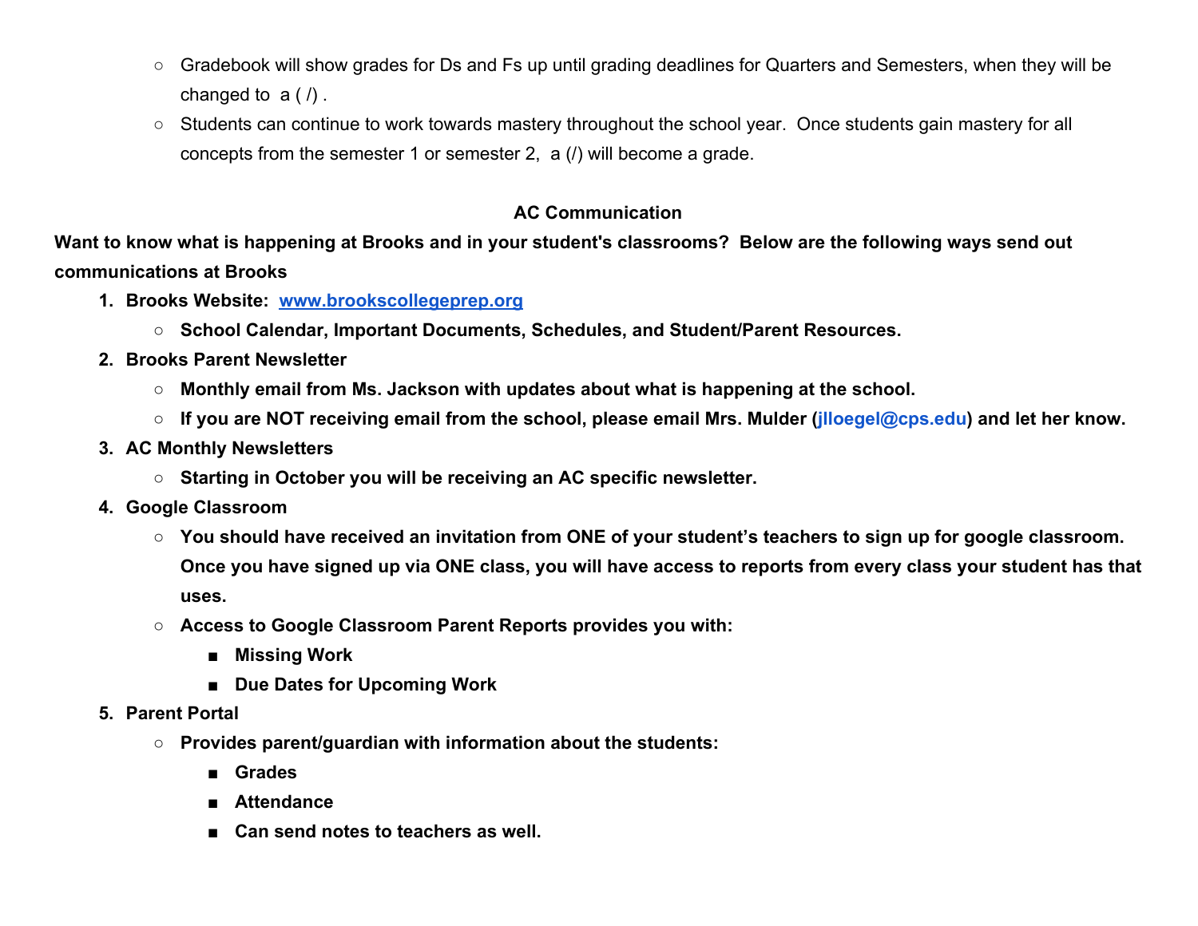- Gradebook will show grades for Ds and Fs up until grading deadlines for Quarters and Semesters, when they will be changed to  a ( /) .
- Students can continue to work towards mastery throughout the school year.  Once students gain mastery for all concepts from the semester 1 or semester 2,  a (/) will become a grade.

## AC Communication

**Want to know what is happening at Brooks and in your student's classrooms?  Below are the following ways send out communications at Brooks**

1. **Brooks Website:  [www.brookscollegeprep.org](http://www.brookscollegeprep.org)**
    - **School Calendar, Important Documents, Schedules, and Student/Parent Resources.**
2. **Brooks Parent Newsletter**
    - **Monthly email from Ms. Jackson with updates about what is happening at the school.**
    - **If you are NOT receiving email from the school, please email Mrs. Mulder (jlloegel@cps.edu) and let her know.**
3. **AC Monthly Newsletters**
    - **Starting in October you will be receiving an AC specific newsletter.**
4. **Google Classroom**
    - **You should have received an invitation from ONE of your student's teachers to sign up for google classroom. Once you have signed up via ONE class, you will have access to reports from every class your student has that uses.**
    - **Access to Google Classroom Parent Reports provides you with:**
        - **Missing Work**
        - **Due Dates for Upcoming Work**
5. **Parent Portal**
    - **Provides parent/guardian with information about the students:**
        - **Grades**
        - **Attendance**
        - **Can send notes to teachers as well.**